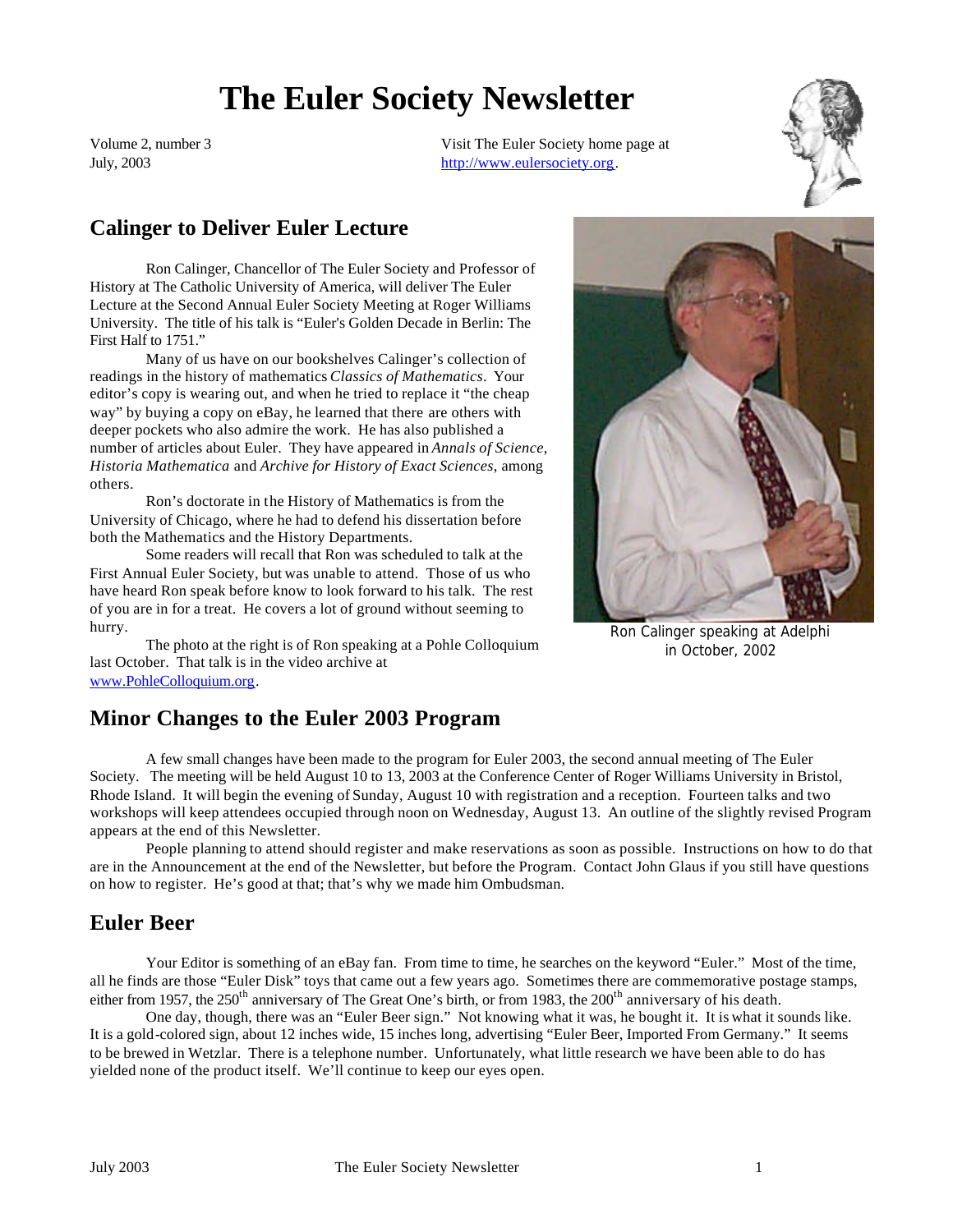# The Euler Society Newsletter

Volume 2, number 3
July, 2003

Visit The Euler Society home page at http://www.eulersociety.org.

## Calinger to Deliver Euler Lecture

Ron Calinger, Chancellor of The Euler Society and Professor of History at The Catholic University of America, will deliver The Euler Lecture at the Second Annual Euler Society Meeting at Roger Williams University. The title of his talk is "Euler's Golden Decade in Berlin: The First Half to 1751."

Many of us have on our bookshelves Calinger's collection of readings in the history of mathematics *Classics of Mathematics*. Your editor's copy is wearing out, and when he tried to replace it "the cheap way" by buying a copy on eBay, he learned that there are others with deeper pockets who also admire the work. He has also published a number of articles about Euler. They have appeared in *Annals of Science*, *Historia Mathematica* and *Archive for History of Exact Sciences*, among others.

Ron's doctorate in the History of Mathematics is from the University of Chicago, where he had to defend his dissertation before both the Mathematics and the History Departments.

Some readers will recall that Ron was scheduled to talk at the First Annual Euler Society, but was unable to attend. Those of us who have heard Ron speak before know to look forward to his talk. The rest of you are in for a treat. He covers a lot of ground without seeming to hurry.

The photo at the right is of Ron speaking at a Pohle Colloquium last October. That talk is in the video archive at www.PohleColloquium.org.

Ron Calinger speaking at Adelphi in October, 2002

## Minor Changes to the Euler 2003 Program

A few small changes have been made to the program for Euler 2003, the second annual meeting of The Euler Society. The meeting will be held August 10 to 13, 2003 at the Conference Center of Roger Williams University in Bristol, Rhode Island. It will begin the evening of Sunday, August 10 with registration and a reception. Fourteen talks and two workshops will keep attendees occupied through noon on Wednesday, August 13. An outline of the slightly revised Program appears at the end of this Newsletter.

People planning to attend should register and make reservations as soon as possible. Instructions on how to do that are in the Announcement at the end of the Newsletter, but before the Program. Contact John Glaus if you still have questions on how to register. He's good at that; that's why we made him Ombudsman.

## Euler Beer

Your Editor is something of an eBay fan. From time to time, he searches on the keyword "Euler." Most of the time, all he finds are those "Euler Disk" toys that came out a few years ago. Sometimes there are commemorative postage stamps, either from 1957, the 250th anniversary of The Great One's birth, or from 1983, the 200th anniversary of his death.

One day, though, there was an "Euler Beer sign." Not knowing what it was, he bought it. It is what it sounds like. It is a gold-colored sign, about 12 inches wide, 15 inches long, advertising "Euler Beer, Imported From Germany." It seems to be brewed in Wetzlar. There is a telephone number. Unfortunately, what little research we have been able to do has yielded none of the product itself. We'll continue to keep our eyes open.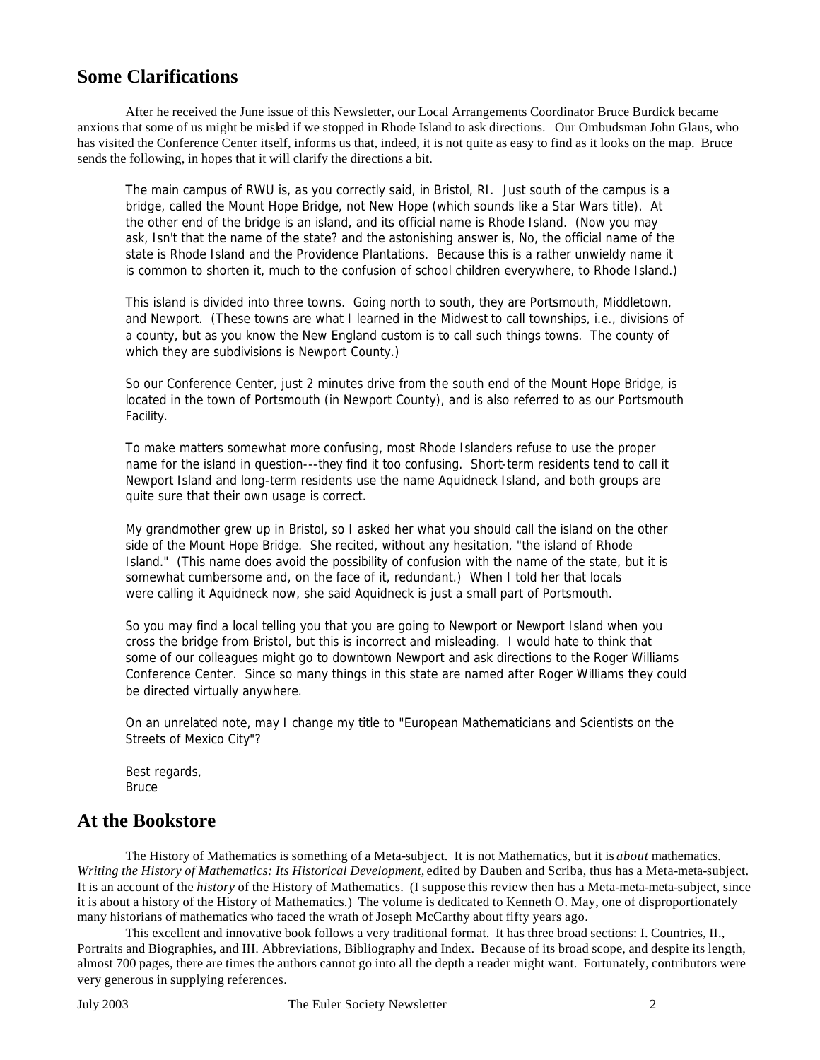## Some Clarifications

After he received the June issue of this Newsletter, our Local Arrangements Coordinator Bruce Burdick became anxious that some of us might be misled if we stopped in Rhode Island to ask directions. Our Ombudsman John Glaus, who has visited the Conference Center itself, informs us that, indeed, it is not quite as easy to find as it looks on the map. Bruce sends the following, in hopes that it will clarify the directions a bit.

> The main campus of RWU is, as you correctly said, in Bristol, RI. Just south of the campus is a bridge, called the Mount Hope Bridge, not New Hope (which sounds like a Star Wars title). At the other end of the bridge is an island, and its official name is Rhode Island. (Now you may ask, Isn't that the name of the state? and the astonishing answer is, No, the official name of the state is Rhode Island and the Providence Plantations. Because this is a rather unwieldy name it is common to shorten it, much to the confusion of school children everywhere, to Rhode Island.)
>
> This island is divided into three towns. Going north to south, they are Portsmouth, Middletown, and Newport. (These towns are what I learned in the Midwest to call townships, i.e., divisions of a county, but as you know the New England custom is to call such things towns. The county of which they are subdivisions is Newport County.)
>
> So our Conference Center, just 2 minutes drive from the south end of the Mount Hope Bridge, is located in the town of Portsmouth (in Newport County), and is also referred to as our Portsmouth Facility.
>
> To make matters somewhat more confusing, most Rhode Islanders refuse to use the proper name for the island in question---they find it too confusing. Short-term residents tend to call it Newport Island and long-term residents use the name Aquidneck Island, and both groups are quite sure that their own usage is correct.
>
> My grandmother grew up in Bristol, so I asked her what you should call the island on the other side of the Mount Hope Bridge. She recited, without any hesitation, "the island of Rhode Island." (This name does avoid the possibility of confusion with the name of the state, but it is somewhat cumbersome and, on the face of it, redundant.) When I told her that locals were calling it Aquidneck now, she said Aquidneck is just a small part of Portsmouth.
>
> So you may find a local telling you that you are going to Newport or Newport Island when you cross the bridge from Bristol, but this is incorrect and misleading. I would hate to think that some of our colleagues might go to downtown Newport and ask directions to the Roger Williams Conference Center. Since so many things in this state are named after Roger Williams they could be directed virtually anywhere.
>
> On an unrelated note, may I change my title to "European Mathematicians and Scientists on the Streets of Mexico City"?
>
> Best regards,
> Bruce

## At the Bookstore

The History of Mathematics is something of a Meta-subject. It is not Mathematics, but it is *about* mathematics. *Writing the History of Mathematics: Its Historical Development*, edited by Dauben and Scriba, thus has a Meta-meta-subject. It is an account of the *history* of the History of Mathematics. (I suppose this review then has a Meta-meta-meta-subject, since it is about a history of the History of Mathematics.) The volume is dedicated to Kenneth O. May, one of disproportionately many historians of mathematics who faced the wrath of Joseph McCarthy about fifty years ago.

This excellent and innovative book follows a very traditional format. It has three broad sections: I. Countries, II., Portraits and Biographies, and III. Abbreviations, Bibliography and Index. Because of its broad scope, and despite its length, almost 700 pages, there are times the authors cannot go into all the depth a reader might want. Fortunately, contributors were very generous in supplying references.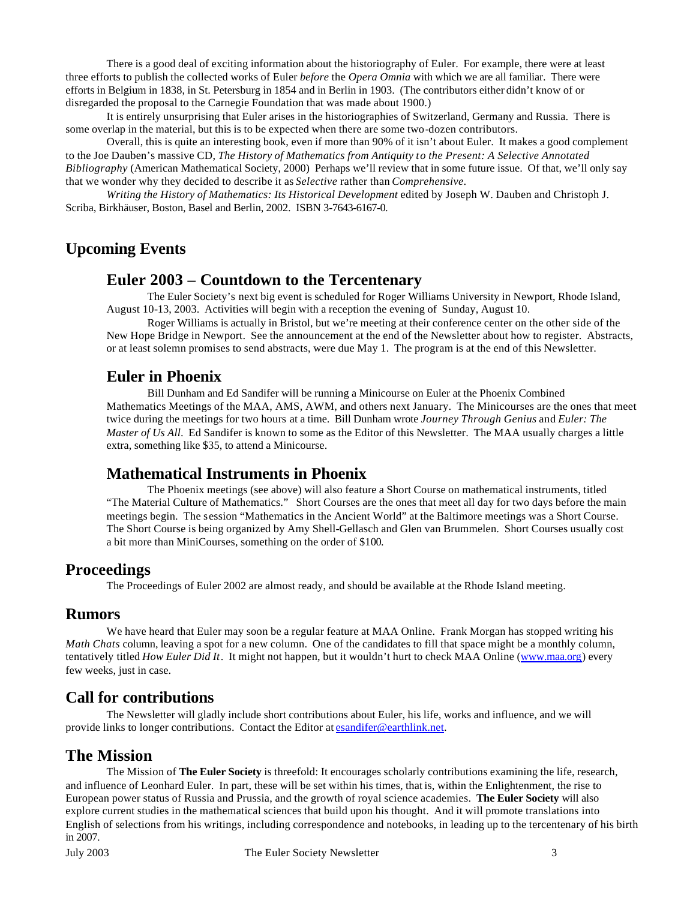There is a good deal of exciting information about the historiography of Euler. For example, there were at least three efforts to publish the collected works of Euler *before* the *Opera Omnia* with which we are all familiar. There were efforts in Belgium in 1838, in St. Petersburg in 1854 and in Berlin in 1903. (The contributors either didn't know of or disregarded the proposal to the Carnegie Foundation that was made about 1900.)

It is entirely unsurprising that Euler arises in the historiographies of Switzerland, Germany and Russia. There is some overlap in the material, but this is to be expected when there are some two-dozen contributors.

Overall, this is quite an interesting book, even if more than 90% of it isn't about Euler. It makes a good complement to the Joe Dauben's massive CD, *The History of Mathematics from Antiquity to the Present: A Selective Annotated Bibliography* (American Mathematical Society, 2000) Perhaps we'll review that in some future issue. Of that, we'll only say that we wonder why they decided to describe it as *Selective* rather than *Comprehensive*.

*Writing the History of Mathematics: Its Historical Development* edited by Joseph W. Dauben and Christoph J. Scriba, Birkhäuser, Boston, Basel and Berlin, 2002. ISBN 3-7643-6167-0.

## Upcoming Events

### Euler 2003 – Countdown to the Tercentenary

The Euler Society's next big event is scheduled for Roger Williams University in Newport, Rhode Island, August 10-13, 2003. Activities will begin with a reception the evening of Sunday, August 10.

Roger Williams is actually in Bristol, but we're meeting at their conference center on the other side of the New Hope Bridge in Newport. See the announcement at the end of the Newsletter about how to register. Abstracts, or at least solemn promises to send abstracts, were due May 1. The program is at the end of this Newsletter.

### Euler in Phoenix

Bill Dunham and Ed Sandifer will be running a Minicourse on Euler at the Phoenix Combined Mathematics Meetings of the MAA, AMS, AWM, and others next January. The Minicourses are the ones that meet twice during the meetings for two hours at a time. Bill Dunham wrote *Journey Through Genius* and *Euler: The Master of Us All*. Ed Sandifer is known to some as the Editor of this Newsletter. The MAA usually charges a little extra, something like $35, to attend a Minicourse.

### Mathematical Instruments in Phoenix

The Phoenix meetings (see above) will also feature a Short Course on mathematical instruments, titled "The Material Culture of Mathematics." Short Courses are the ones that meet all day for two days before the main meetings begin. The session "Mathematics in the Ancient World" at the Baltimore meetings was a Short Course. The Short Course is being organized by Amy Shell-Gellasch and Glen van Brummelen. Short Courses usually cost a bit more than MiniCourses, something on the order of $100.

## Proceedings

The Proceedings of Euler 2002 are almost ready, and should be available at the Rhode Island meeting.

## Rumors

We have heard that Euler may soon be a regular feature at MAA Online. Frank Morgan has stopped writing his *Math Chats* column, leaving a spot for a new column. One of the candidates to fill that space might be a monthly column, tentatively titled *How Euler Did It*. It might not happen, but it wouldn't hurt to check MAA Online (www.maa.org) every few weeks, just in case.

## Call for contributions

The Newsletter will gladly include short contributions about Euler, his life, works and influence, and we will provide links to longer contributions. Contact the Editor at esandifer@earthlink.net.

## The Mission

The Mission of **The Euler Society** is threefold: It encourages scholarly contributions examining the life, research, and influence of Leonhard Euler. In part, these will be set within his times, that is, within the Enlightenment, the rise to European power status of Russia and Prussia, and the growth of royal science academies. **The Euler Society** will also explore current studies in the mathematical sciences that build upon his thought. And it will promote translations into English of selections from his writings, including correspondence and notebooks, in leading up to the tercentenary of his birth in 2007.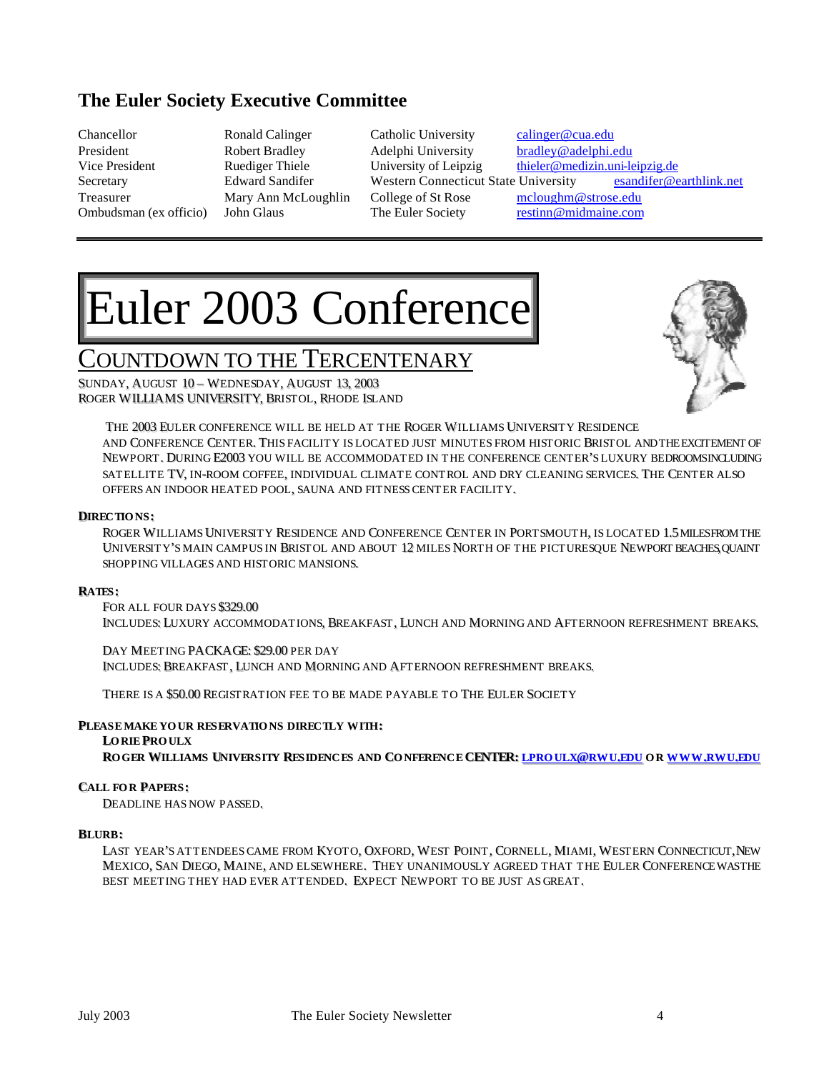## The Euler Society Executive Committee

| | | | |
|---|---|---|---|
| Chancellor | Ronald Calinger | Catholic University | calinger@cua.edu |
| President | Robert Bradley | Adelphi University | bradley@adelphi.edu |
| Vice President | Ruediger Thiele | University of Leipzig | thieler@medizin.uni-leipzig.de |
| Secretary | Edward Sandifer | Western Connecticut State University | esandifer@earthlink.net |
| Treasurer | Mary Ann McLoughlin | College of St Rose | mcloughm@strose.edu |
| Ombudsman (ex officio) | John Glaus | The Euler Society | restinn@midmaine.com |

# Euler 2003 Conference

## COUNTDOWN TO THE TERCENTENARY

SUNDAY, AUGUST 10 – WEDNESDAY, AUGUST 13, 2003
ROGER WILLIAMS UNIVERSITY, BRISTOL, RHODE ISLAND

THE 2003 EULER CONFERENCE WILL BE HELD AT THE ROGER WILLIAMS UNIVERSITY RESIDENCE AND CONFERENCE CENTER. THIS FACILITY IS LOCATED JUST MINUTES FROM HISTORIC BRISTOL AND THE EXCITEMENT OF NEWPORT. DURING E2003 YOU WILL BE ACCOMMODATED IN THE CONFERENCE CENTER'S LUXURY BEDROOMS INCLUDING SATELLITE TV, IN-ROOM COFFEE, INDIVIDUAL CLIMATE CONTROL AND DRY CLEANING SERVICES. THE CENTER ALSO OFFERS AN INDOOR HEATED POOL, SAUNA AND FITNESS CENTER FACILITY.

**DIRECTIONS:**

ROGER WILLIAMS UNIVERSITY RESIDENCE AND CONFERENCE CENTER IN PORTSMOUTH, IS LOCATED 1.5 MILES FROM THE UNIVERSITY'S MAIN CAMPUS IN BRISTOL AND ABOUT 12 MILES NORTH OF THE PICTURESQUE NEWPORT BEACHES, QUAINT SHOPPING VILLAGES AND HISTORIC MANSIONS.

**RATES:**

FOR ALL FOUR DAYS $329.00
INCLUDES: LUXURY ACCOMMODATIONS, BREAKFAST, LUNCH AND MORNING AND AFTERNOON REFRESHMENT BREAKS.

DAY MEETING PACKAGE: $29.00 PER DAY
INCLUDES: BREAKFAST, LUNCH AND MORNING AND AFTERNOON REFRESHMENT BREAKS.

THERE IS A $50.00 REGISTRATION FEE TO BE MADE PAYABLE TO THE EULER SOCIETY

**PLEASE MAKE YOUR RESERVATIONS DIRECTLY WITH:**

**LORIE PROULX**
**ROGER WILLIAMS UNIVERSITY RESIDENCES AND CONFERENCE CENTER: LPROULX@RWU.EDU OR WWW.RWU.EDU**

**CALL FOR PAPERS:**

DEADLINE HAS NOW PASSED.

**BLURB:**

LAST YEAR'S ATTENDEES CAME FROM KYOTO, OXFORD, WEST POINT, CORNELL, MIAMI, WESTERN CONNECTICUT, NEW MEXICO, SAN DIEGO, MAINE, AND ELSEWHERE. THEY UNANIMOUSLY AGREED THAT THE EULER CONFERENCE WAS THE BEST MEETING THEY HAD EVER ATTENDED. EXPECT NEWPORT TO BE JUST AS GREAT.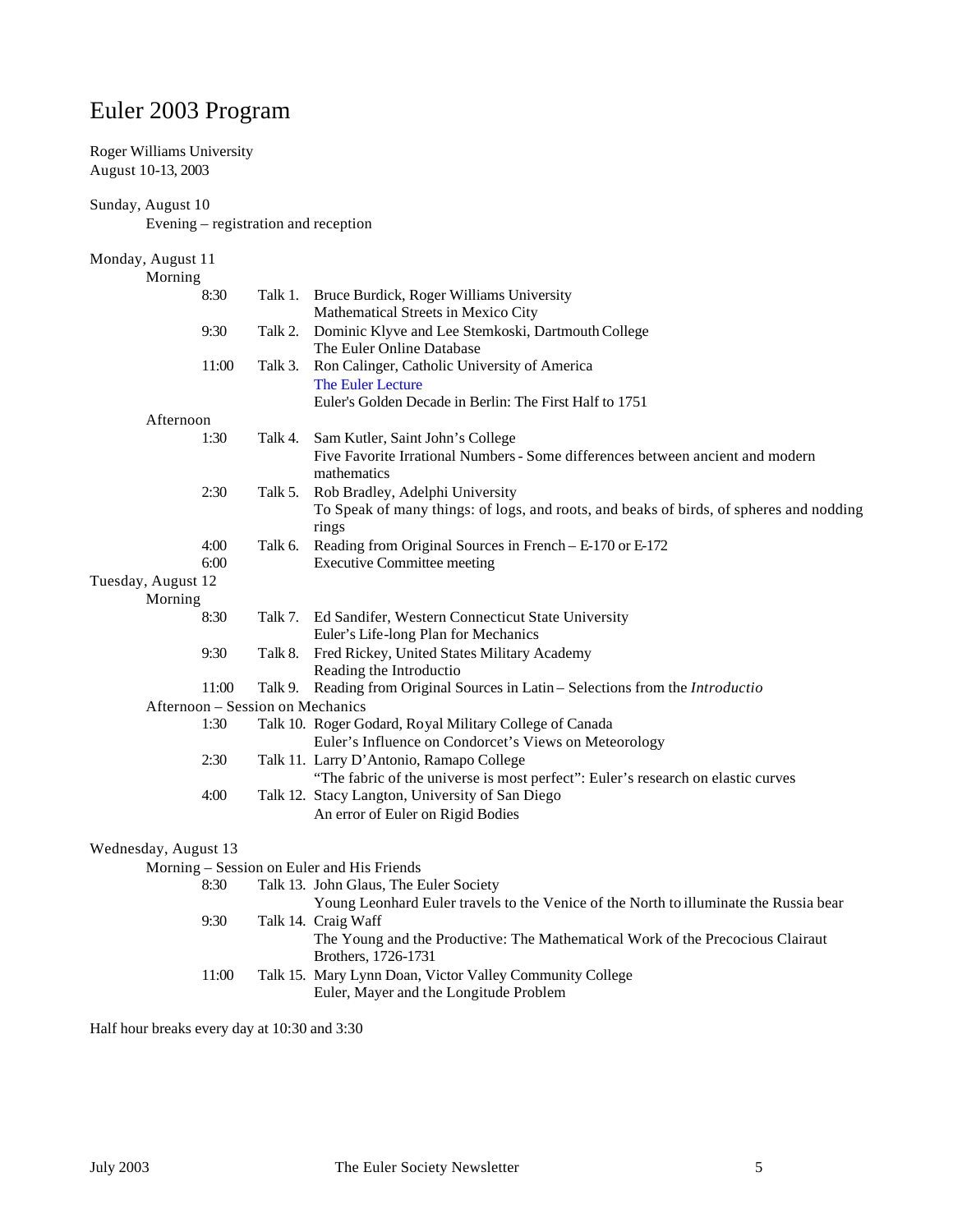# Euler 2003 Program

Roger Williams University
August 10-13, 2003

Sunday, August 10

Evening – registration and reception

Monday, August 11

Morning

| | | |
|---|---|---|
| 8:30 | Talk 1. | Bruce Burdick, Roger Williams University<br>Mathematical Streets in Mexico City |
| 9:30 | Talk 2. | Dominic Klyve and Lee Stemkoski, Dartmouth College<br>The Euler Online Database |
| 11:00 | Talk 3. | Ron Calinger, Catholic University of America<br>The Euler Lecture<br>Euler's Golden Decade in Berlin: The First Half to 1751 |

Afternoon

| | | |
|---|---|---|
| 1:30 | Talk 4. | Sam Kutler, Saint John's College<br>Five Favorite Irrational Numbers - Some differences between ancient and modern mathematics |
| 2:30 | Talk 5. | Rob Bradley, Adelphi University<br>To Speak of many things: of logs, and roots, and beaks of birds, of spheres and nodding rings |
| 4:00 | Talk 6. | Reading from Original Sources in French – E-170 or E-172 |
| 6:00 | | Executive Committee meeting |

Tuesday, August 12

Morning

| | | |
|---|---|---|
| 8:30 | Talk 7. | Ed Sandifer, Western Connecticut State University<br>Euler's Life-long Plan for Mechanics |
| 9:30 | Talk 8. | Fred Rickey, United States Military Academy<br>Reading the Introductio |
| 11:00 | Talk 9. | Reading from Original Sources in Latin – Selections from the *Introductio* |

Afternoon – Session on Mechanics

| | | |
|---|---|---|
| 1:30 | Talk 10. | Roger Godard, Royal Military College of Canada<br>Euler's Influence on Condorcet's Views on Meteorology |
| 2:30 | Talk 11. | Larry D'Antonio, Ramapo College<br>"The fabric of the universe is most perfect": Euler's research on elastic curves |
| 4:00 | Talk 12. | Stacy Langton, University of San Diego<br>An error of Euler on Rigid Bodies |

Wednesday, August 13

Morning – Session on Euler and His Friends

| | | |
|---|---|---|
| 8:30 | Talk 13. | John Glaus, The Euler Society<br>Young Leonhard Euler travels to the Venice of the North to illuminate the Russia bear |
| 9:30 | Talk 14. | Craig Waff<br>The Young and the Productive: The Mathematical Work of the Precocious Clairaut Brothers, 1726-1731 |
| 11:00 | Talk 15. | Mary Lynn Doan, Victor Valley Community College<br>Euler, Mayer and the Longitude Problem |

Half hour breaks every day at 10:30 and 3:30